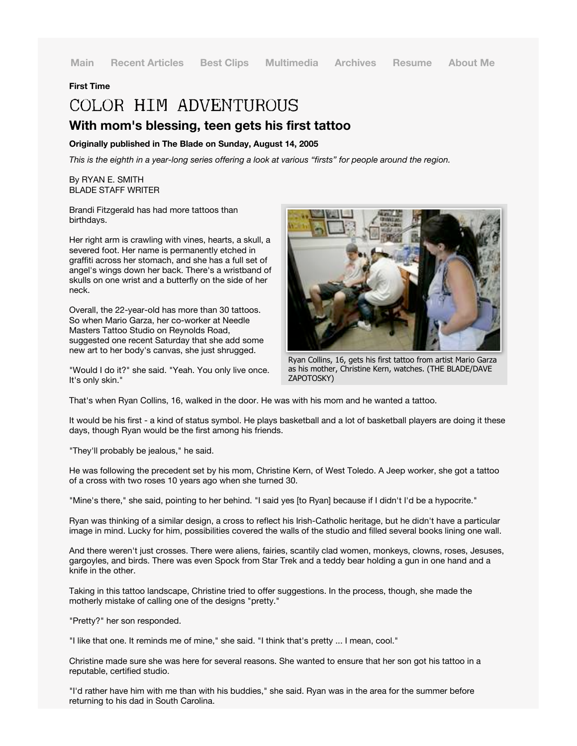Main Recent Articles Best Clips Multimedia Archives Resume About Me

**First Time**

# COLOR HIM ADVENTUROUS

## With mom's blessing, teen gets his first tattoo

**Originally published in The Blade on Sunday, August 14, 2005**

*This is the eighth in a year-long series offering a look at various "firsts" for people around the region.*

By RYAN E. SMITH
BLADE STAFF WRITER

Brandi Fitzgerald has had more tattoos than birthdays.

Her right arm is crawling with vines, hearts, a skull, a severed foot. Her name is permanently etched in graffiti across her stomach, and she has a full set of angel's wings down her back. There's a wristband of skulls on one wrist and a butterfly on the side of her neck.

Overall, the 22-year-old has more than 30 tattoos. So when Mario Garza, her co-worker at Needle Masters Tattoo Studio on Reynolds Road, suggested one recent Saturday that she add some new art to her body's canvas, she just shrugged.

"Would I do it?" she said. "Yeah. You only live once. It's only skin."

Ryan Collins, 16, gets his first tattoo from artist Mario Garza as his mother, Christine Kern, watches. (THE BLADE/DAVE ZAPOTOSKY)

That's when Ryan Collins, 16, walked in the door. He was with his mom and he wanted a tattoo.

It would be his first - a kind of status symbol. He plays basketball and a lot of basketball players are doing it these days, though Ryan would be the first among his friends.

"They'll probably be jealous," he said.

He was following the precedent set by his mom, Christine Kern, of West Toledo. A Jeep worker, she got a tattoo of a cross with two roses 10 years ago when she turned 30.

"Mine's there," she said, pointing to her behind. "I said yes [to Ryan] because if I didn't I'd be a hypocrite."

Ryan was thinking of a similar design, a cross to reflect his Irish-Catholic heritage, but he didn't have a particular image in mind. Lucky for him, possibilities covered the walls of the studio and filled several books lining one wall.

And there weren't just crosses. There were aliens, fairies, scantily clad women, monkeys, clowns, roses, Jesuses, gargoyles, and birds. There was even Spock from Star Trek and a teddy bear holding a gun in one hand and a knife in the other.

Taking in this tattoo landscape, Christine tried to offer suggestions. In the process, though, she made the motherly mistake of calling one of the designs "pretty."

"Pretty?" her son responded.

"I like that one. It reminds me of mine," she said. "I think that's pretty ... I mean, cool."

Christine made sure she was here for several reasons. She wanted to ensure that her son got his tattoo in a reputable, certified studio.

"I'd rather have him with me than with his buddies," she said. Ryan was in the area for the summer before returning to his dad in South Carolina.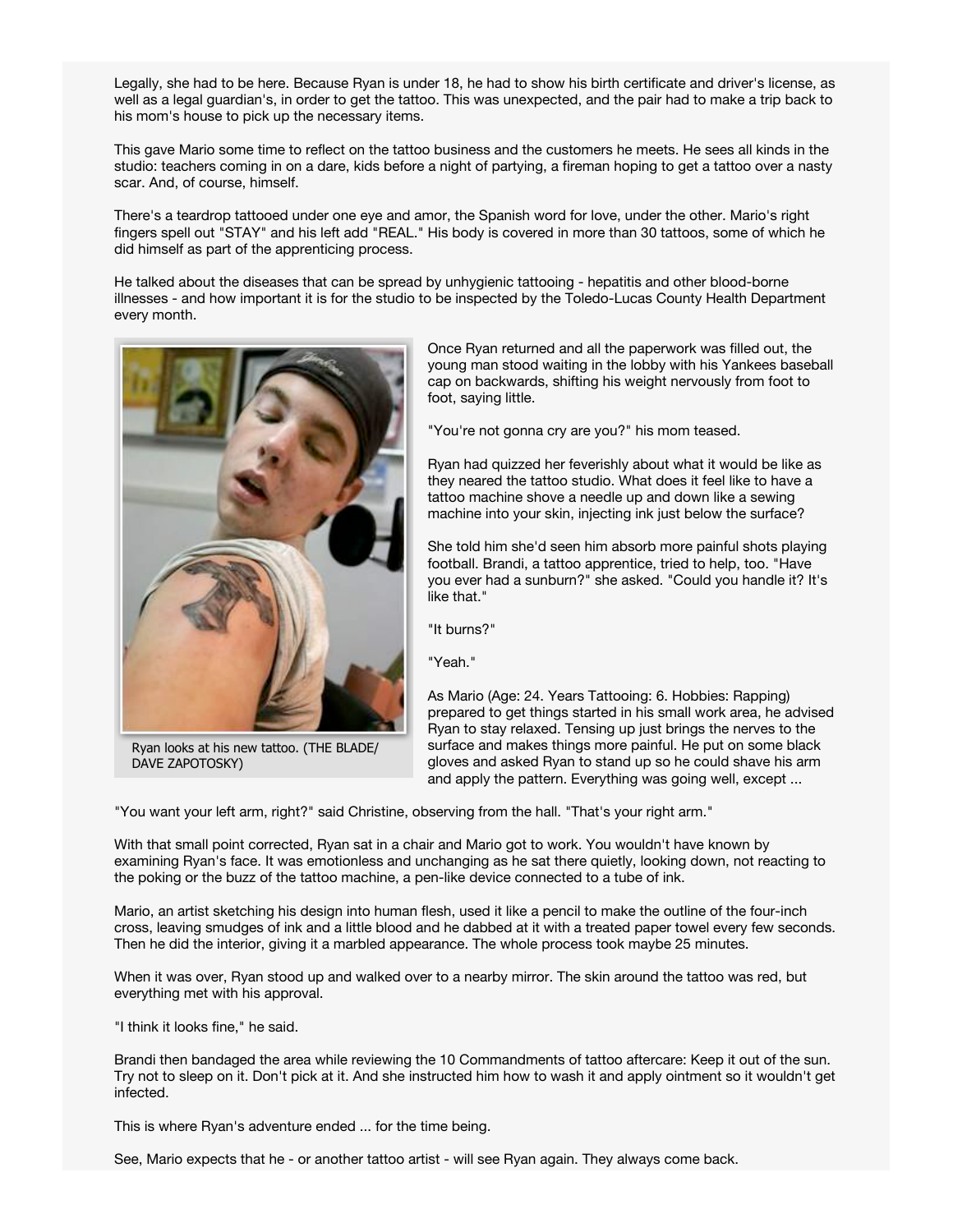Legally, she had to be here. Because Ryan is under 18, he had to show his birth certificate and driver's license, as well as a legal guardian's, in order to get the tattoo. This was unexpected, and the pair had to make a trip back to his mom's house to pick up the necessary items.

This gave Mario some time to reflect on the tattoo business and the customers he meets. He sees all kinds in the studio: teachers coming in on a dare, kids before a night of partying, a fireman hoping to get a tattoo over a nasty scar. And, of course, himself.

There's a teardrop tattooed under one eye and amor, the Spanish word for love, under the other. Mario's right fingers spell out "STAY" and his left add "REAL." His body is covered in more than 30 tattoos, some of which he did himself as part of the apprenticing process.

He talked about the diseases that can be spread by unhygienic tattooing - hepatitis and other blood-borne illnesses - and how important it is for the studio to be inspected by the Toledo-Lucas County Health Department every month.

Ryan looks at his new tattoo. (THE BLADE/ DAVE ZAPOTOSKY)

Once Ryan returned and all the paperwork was filled out, the young man stood waiting in the lobby with his Yankees baseball cap on backwards, shifting his weight nervously from foot to foot, saying little.

"You're not gonna cry are you?" his mom teased.

Ryan had quizzed her feverishly about what it would be like as they neared the tattoo studio. What does it feel like to have a tattoo machine shove a needle up and down like a sewing machine into your skin, injecting ink just below the surface?

She told him she'd seen him absorb more painful shots playing football. Brandi, a tattoo apprentice, tried to help, too. "Have you ever had a sunburn?" she asked. "Could you handle it? It's like that."

"It burns?"

"Yeah."

As Mario (Age: 24. Years Tattooing: 6. Hobbies: Rapping) prepared to get things started in his small work area, he advised Ryan to stay relaxed. Tensing up just brings the nerves to the surface and makes things more painful. He put on some black gloves and asked Ryan to stand up so he could shave his arm and apply the pattern. Everything was going well, except ...

"You want your left arm, right?" said Christine, observing from the hall. "That's your right arm."

With that small point corrected, Ryan sat in a chair and Mario got to work. You wouldn't have known by examining Ryan's face. It was emotionless and unchanging as he sat there quietly, looking down, not reacting to the poking or the buzz of the tattoo machine, a pen-like device connected to a tube of ink.

Mario, an artist sketching his design into human flesh, used it like a pencil to make the outline of the four-inch cross, leaving smudges of ink and a little blood and he dabbed at it with a treated paper towel every few seconds. Then he did the interior, giving it a marbled appearance. The whole process took maybe 25 minutes.

When it was over, Ryan stood up and walked over to a nearby mirror. The skin around the tattoo was red, but everything met with his approval.

"I think it looks fine," he said.

Brandi then bandaged the area while reviewing the 10 Commandments of tattoo aftercare: Keep it out of the sun. Try not to sleep on it. Don't pick at it. And she instructed him how to wash it and apply ointment so it wouldn't get infected.

This is where Ryan's adventure ended ... for the time being.

See, Mario expects that he - or another tattoo artist - will see Ryan again. They always come back.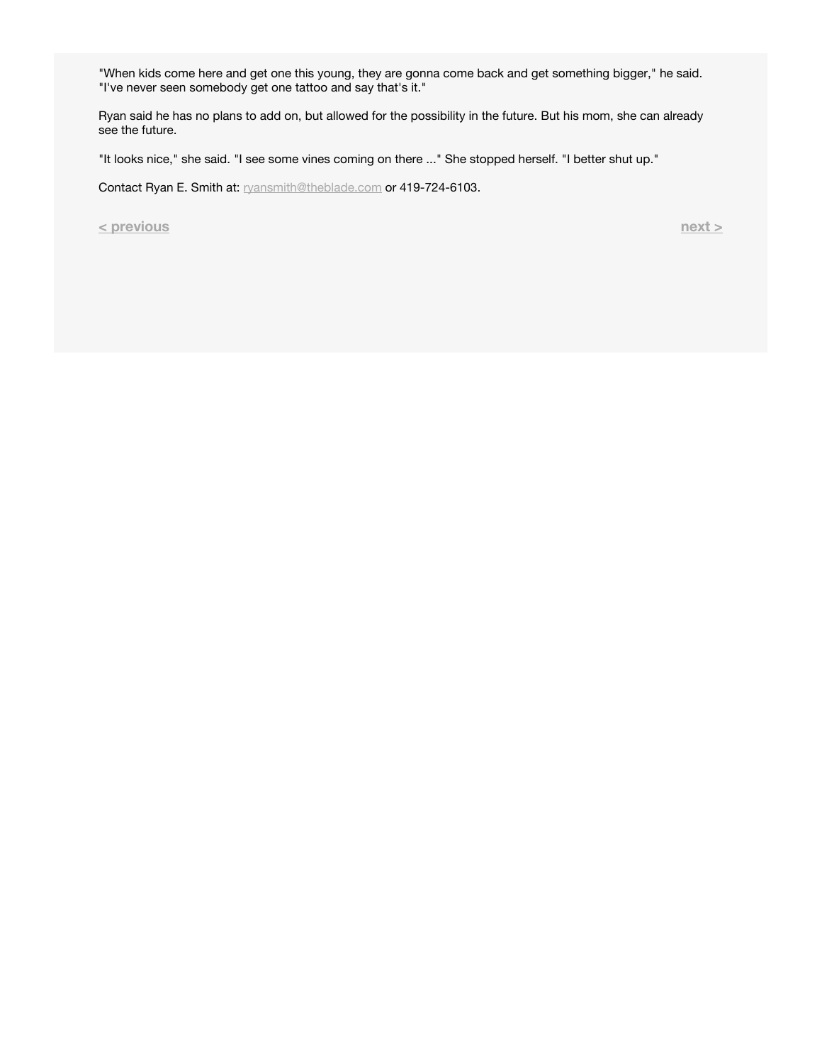"When kids come here and get one this young, they are gonna come back and get something bigger," he said. "I've never seen somebody get one tattoo and say that's it."

Ryan said he has no plans to add on, but allowed for the possibility in the future. But his mom, she can already see the future.

"It looks nice," she said. "I see some vines coming on there ..." She stopped herself. "I better shut up."

Contact Ryan E. Smith at: ryansmith@theblade.com or 419-724-6103.

< previous next >